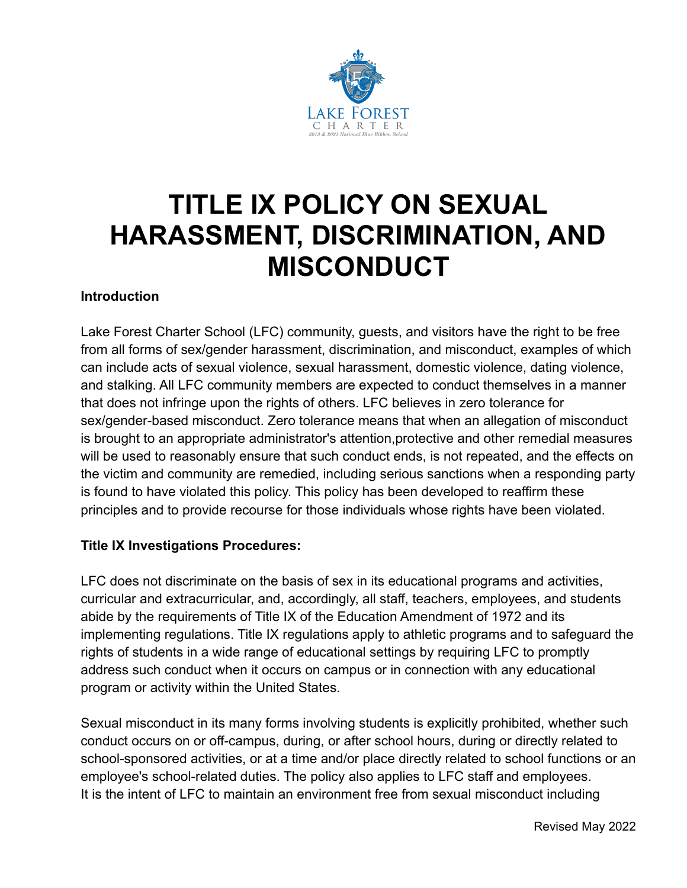# TITLE IX POLICY ON SEXUAL HARASSMENT, DISCRIMINATION, AND MISCONDUCT

**Introduction**

Lake Forest Charter School (LFC) community, guests, and visitors have the right to be free from all forms of sex/gender harassment, discrimination, and misconduct, examples of which can include acts of sexual violence, sexual harassment, domestic violence, dating violence, and stalking. All LFC community members are expected to conduct themselves in a manner that does not infringe upon the rights of others. LFC believes in zero tolerance for sex/gender-based misconduct. Zero tolerance means that when an allegation of misconduct is brought to an appropriate administrator's attention,protective and other remedial measures will be used to reasonably ensure that such conduct ends, is not repeated, and the effects on the victim and community are remedied, including serious sanctions when a responding party is found to have violated this policy. This policy has been developed to reaffirm these principles and to provide recourse for those individuals whose rights have been violated.

**Title IX Investigations Procedures:**

LFC does not discriminate on the basis of sex in its educational programs and activities, curricular and extracurricular, and, accordingly, all staff, teachers, employees, and students abide by the requirements of Title IX of the Education Amendment of 1972 and its implementing regulations. Title IX regulations apply to athletic programs and to safeguard the rights of students in a wide range of educational settings by requiring LFC to promptly address such conduct when it occurs on campus or in connection with any educational program or activity within the United States.

Sexual misconduct in its many forms involving students is explicitly prohibited, whether such conduct occurs on or off-campus, during, or after school hours, during or directly related to school-sponsored activities, or at a time and/or place directly related to school functions or an employee's school-related duties. The policy also applies to LFC staff and employees. It is the intent of LFC to maintain an environment free from sexual misconduct including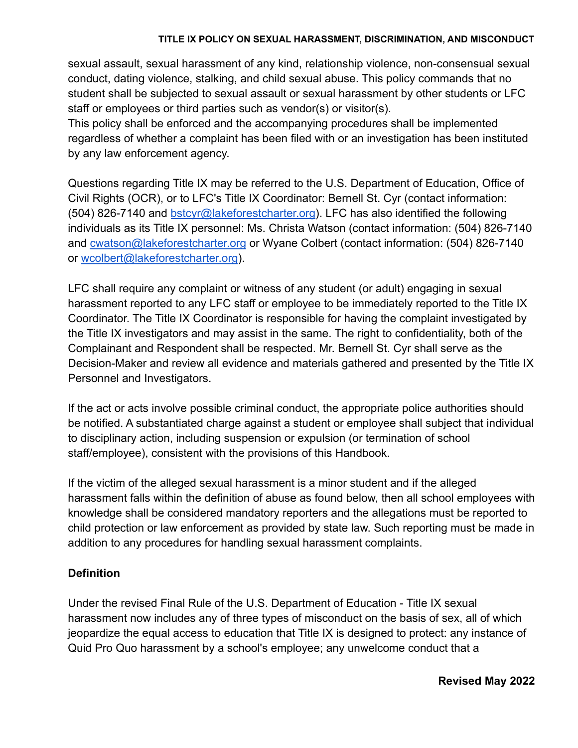sexual assault, sexual harassment of any kind, relationship violence, non-consensual sexual conduct, dating violence, stalking, and child sexual abuse. This policy commands that no student shall be subjected to sexual assault or sexual harassment by other students or LFC staff or employees or third parties such as vendor(s) or visitor(s).
This policy shall be enforced and the accompanying procedures shall be implemented regardless of whether a complaint has been filed with or an investigation has been instituted by any law enforcement agency.

Questions regarding Title IX may be referred to the U.S. Department of Education, Office of Civil Rights (OCR), or to LFC's Title IX Coordinator: Bernell St. Cyr (contact information: (504) 826-7140 and bstcyr@lakeforestcharter.org). LFC has also identified the following individuals as its Title IX personnel: Ms. Christa Watson (contact information: (504) 826-7140 and cwatson@lakeforestcharter.org or Wyane Colbert (contact information: (504) 826-7140 or wcolbert@lakeforestcharter.org).

LFC shall require any complaint or witness of any student (or adult) engaging in sexual harassment reported to any LFC staff or employee to be immediately reported to the Title IX Coordinator. The Title IX Coordinator is responsible for having the complaint investigated by the Title IX investigators and may assist in the same. The right to confidentiality, both of the Complainant and Respondent shall be respected. Mr. Bernell St. Cyr shall serve as the Decision-Maker and review all evidence and materials gathered and presented by the Title IX Personnel and Investigators.

If the act or acts involve possible criminal conduct, the appropriate police authorities should be notified. A substantiated charge against a student or employee shall subject that individual to disciplinary action, including suspension or expulsion (or termination of school staff/employee), consistent with the provisions of this Handbook.

If the victim of the alleged sexual harassment is a minor student and if the alleged harassment falls within the definition of abuse as found below, then all school employees with knowledge shall be considered mandatory reporters and the allegations must be reported to child protection or law enforcement as provided by state law. Such reporting must be made in addition to any procedures for handling sexual harassment complaints.

**Definition**

Under the revised Final Rule of the U.S. Department of Education - Title IX sexual harassment now includes any of three types of misconduct on the basis of sex, all of which jeopardize the equal access to education that Title IX is designed to protect: any instance of Quid Pro Quo harassment by a school's employee; any unwelcome conduct that a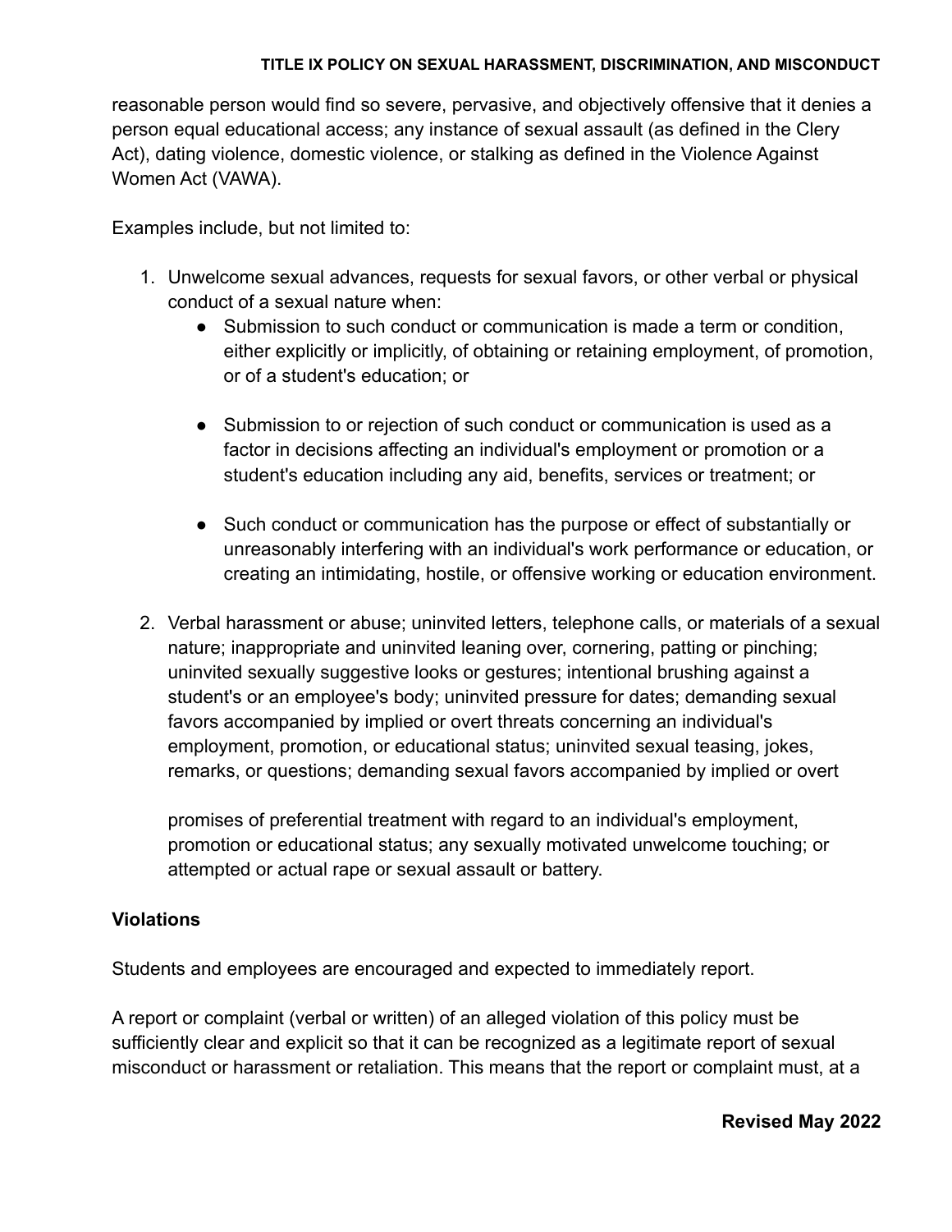reasonable person would find so severe, pervasive, and objectively offensive that it denies a person equal educational access; any instance of sexual assault (as defined in the Clery Act), dating violence, domestic violence, or stalking as defined in the Violence Against Women Act (VAWA).

Examples include, but not limited to:

1. Unwelcome sexual advances, requests for sexual favors, or other verbal or physical conduct of a sexual nature when:
   - Submission to such conduct or communication is made a term or condition, either explicitly or implicitly, of obtaining or retaining employment, of promotion, or of a student's education; or
   - Submission to or rejection of such conduct or communication is used as a factor in decisions affecting an individual's employment or promotion or a student's education including any aid, benefits, services or treatment; or
   - Such conduct or communication has the purpose or effect of substantially or unreasonably interfering with an individual's work performance or education, or creating an intimidating, hostile, or offensive working or education environment.
2. Verbal harassment or abuse; uninvited letters, telephone calls, or materials of a sexual nature; inappropriate and uninvited leaning over, cornering, patting or pinching; uninvited sexually suggestive looks or gestures; intentional brushing against a student's or an employee's body; uninvited pressure for dates; demanding sexual favors accompanied by implied or overt threats concerning an individual's employment, promotion, or educational status; uninvited sexual teasing, jokes, remarks, or questions; demanding sexual favors accompanied by implied or overt promises of preferential treatment with regard to an individual's employment, promotion or educational status; any sexually motivated unwelcome touching; or attempted or actual rape or sexual assault or battery.

**Violations**

Students and employees are encouraged and expected to immediately report.

A report or complaint (verbal or written) of an alleged violation of this policy must be sufficiently clear and explicit so that it can be recognized as a legitimate report of sexual misconduct or harassment or retaliation. This means that the report or complaint must, at a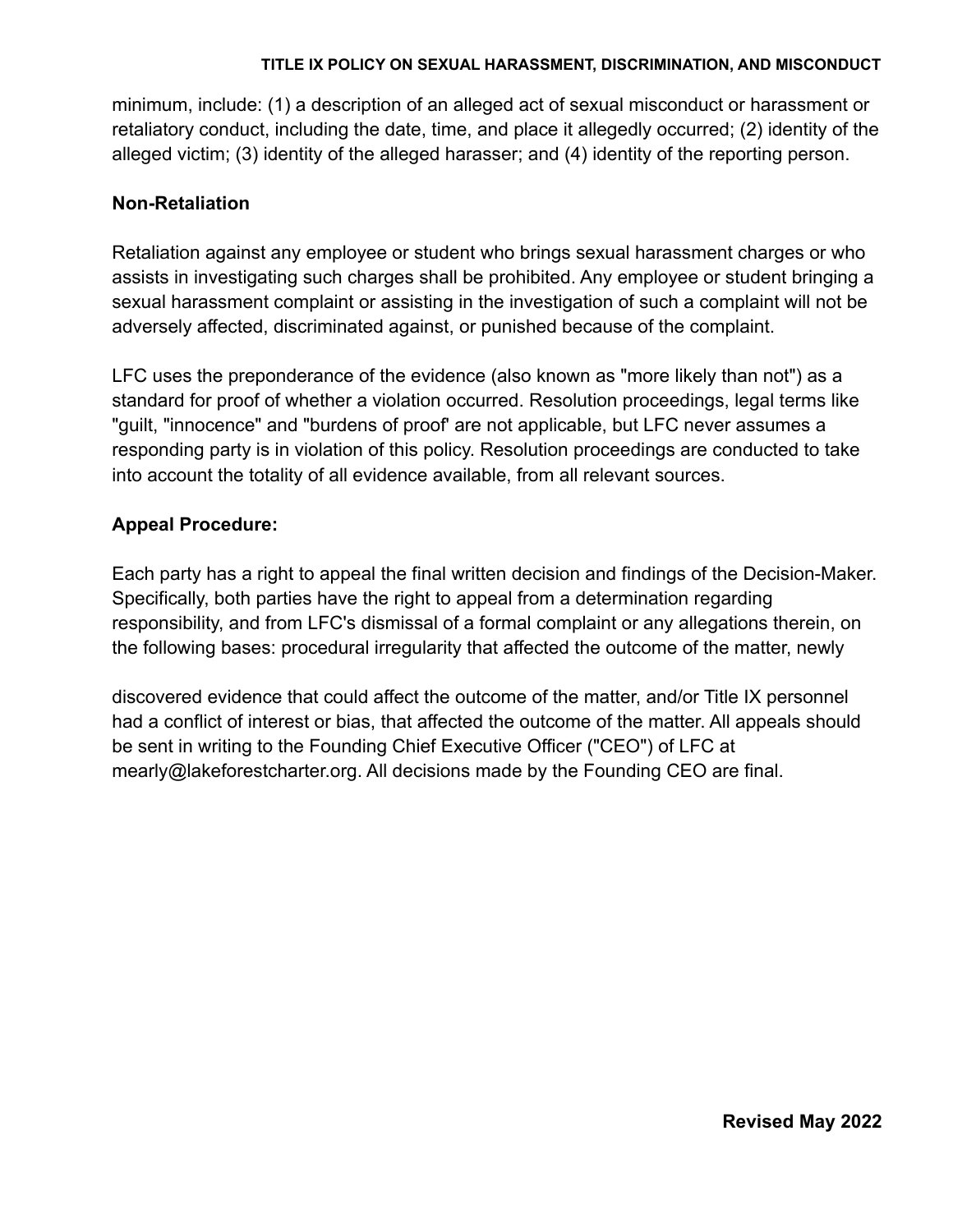minimum, include: (1) a description of an alleged act of sexual misconduct or harassment or retaliatory conduct, including the date, time, and place it allegedly occurred; (2) identity of the alleged victim; (3) identity of the alleged harasser; and (4) identity of the reporting person.

**Non-Retaliation**

Retaliation against any employee or student who brings sexual harassment charges or who assists in investigating such charges shall be prohibited. Any employee or student bringing a sexual harassment complaint or assisting in the investigation of such a complaint will not be adversely affected, discriminated against, or punished because of the complaint.

LFC uses the preponderance of the evidence (also known as "more likely than not") as a standard for proof of whether a violation occurred. Resolution proceedings, legal terms like "guilt, "innocence" and "burdens of proof' are not applicable, but LFC never assumes a responding party is in violation of this policy. Resolution proceedings are conducted to take into account the totality of all evidence available, from all relevant sources.

**Appeal Procedure:**

Each party has a right to appeal the final written decision and findings of the Decision-Maker. Specifically, both parties have the right to appeal from a determination regarding responsibility, and from LFC's dismissal of a formal complaint or any allegations therein, on the following bases: procedural irregularity that affected the outcome of the matter, newly discovered evidence that could affect the outcome of the matter, and/or Title IX personnel had a conflict of interest or bias, that affected the outcome of the matter. All appeals should be sent in writing to the Founding Chief Executive Officer ("CEO") of LFC at mearly@lakeforestcharter.org. All decisions made by the Founding CEO are final.

**Revised May 2022**